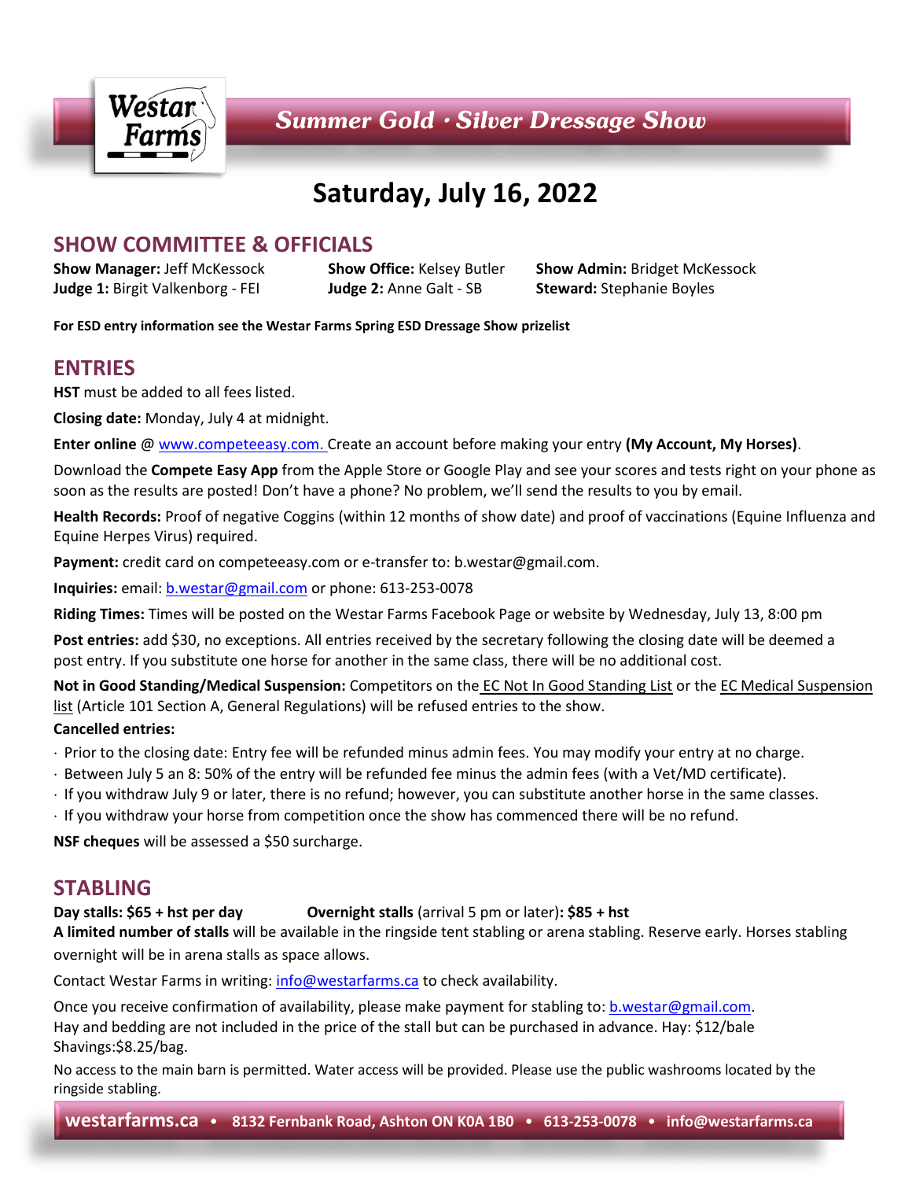Westar Farms

# Summer Gold · Silver Dressage Show

## Saturday, July 16, 2022

## SHOW COMMITTEE & OFFICIALS

**Show Manager:** Jeff McKessock
**Show Office:** Kelsey Butler
**Show Admin:** Bridget McKessock
**Judge 1:** Birgit Valkenborg - FEI
**Judge 2:** Anne Galt - SB
**Steward:** Stephanie Boyles

**For ESD entry information see the Westar Farms Spring ESD Dressage Show prizelist**

## ENTRIES

**HST** must be added to all fees listed.

**Closing date:** Monday, July 4 at midnight.

**Enter online** @ www.competeeasy.com. Create an account before making your entry **(My Account, My Horses)**.

Download the **Compete Easy App** from the Apple Store or Google Play and see your scores and tests right on your phone as soon as the results are posted! Don't have a phone? No problem, we'll send the results to you by email.

**Health Records:** Proof of negative Coggins (within 12 months of show date) and proof of vaccinations (Equine Influenza and Equine Herpes Virus) required.

**Payment:** credit card on competeeasy.com or e-transfer to: b.westar@gmail.com.

**Inquiries:** email: b.westar@gmail.com or phone: 613-253-0078

**Riding Times:** Times will be posted on the Westar Farms Facebook Page or website by Wednesday, July 13, 8:00 pm

**Post entries:** add $30, no exceptions. All entries received by the secretary following the closing date will be deemed a post entry. If you substitute one horse for another in the same class, there will be no additional cost.

**Not in Good Standing/Medical Suspension:** Competitors on the EC Not In Good Standing List or the EC Medical Suspension list (Article 101 Section A, General Regulations) will be refused entries to the show.

**Cancelled entries:**

- Prior to the closing date: Entry fee will be refunded minus admin fees. You may modify your entry at no charge.
- Between July 5 an 8: 50% of the entry will be refunded fee minus the admin fees (with a Vet/MD certificate).
- If you withdraw July 9 or later, there is no refund; however, you can substitute another horse in the same classes.
- If you withdraw your horse from competition once the show has commenced there will be no refund.

**NSF cheques** will be assessed a $50 surcharge.

## STABLING

**Day stalls: $65 + hst per day** **Overnight stalls** (arrival 5 pm or later)**: $85 + hst**

**A limited number of stalls** will be available in the ringside tent stabling or arena stabling. Reserve early. Horses stabling overnight will be in arena stalls as space allows.

Contact Westar Farms in writing: info@westarfarms.ca to check availability.

Once you receive confirmation of availability, please make payment for stabling to: b.westar@gmail.com.
Hay and bedding are not included in the price of the stall but can be purchased in advance. Hay: $12/bale Shavings:$8.25/bag.

No access to the main barn is permitted. Water access will be provided. Please use the public washrooms located by the ringside stabling.

**westarfarms.ca • 8132 Fernbank Road, Ashton ON K0A 1B0 • 613-253-0078 • info@westarfarms.ca**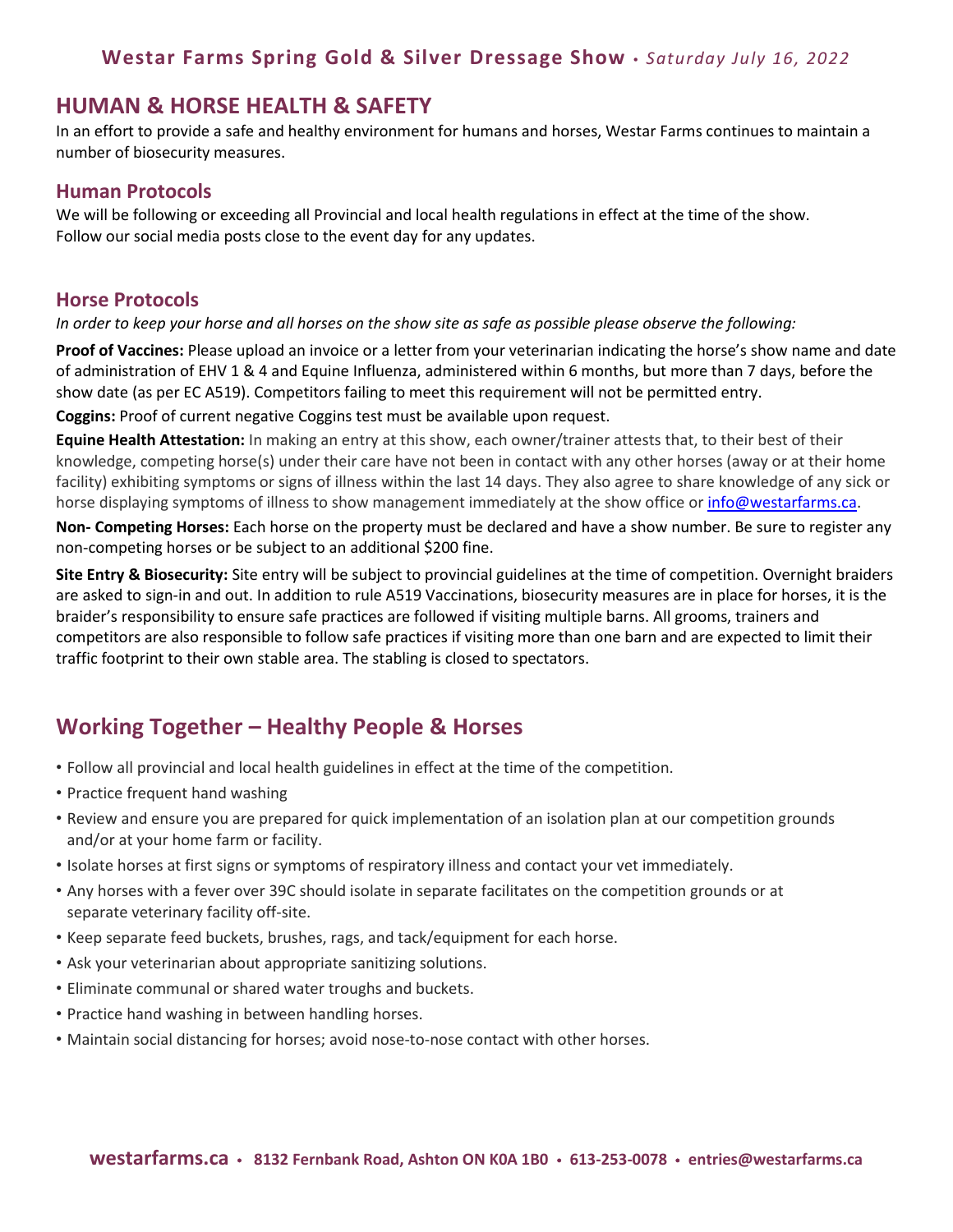## HUMAN & HORSE HEALTH & SAFETY

In an effort to provide a safe and healthy environment for humans and horses, Westar Farms continues to maintain a number of biosecurity measures.

### Human Protocols

We will be following or exceeding all Provincial and local health regulations in effect at the time of the show.
Follow our social media posts close to the event day for any updates.

### Horse Protocols

*In order to keep your horse and all horses on the show site as safe as possible please observe the following:*

**Proof of Vaccines:** Please upload an invoice or a letter from your veterinarian indicating the horse's show name and date of administration of EHV 1 & 4 and Equine Influenza, administered within 6 months, but more than 7 days, before the show date (as per EC A519). Competitors failing to meet this requirement will not be permitted entry.

**Coggins:** Proof of current negative Coggins test must be available upon request.

**Equine Health Attestation:** In making an entry at this show, each owner/trainer attests that, to their best of their knowledge, competing horse(s) under their care have not been in contact with any other horses (away or at their home facility) exhibiting symptoms or signs of illness within the last 14 days. They also agree to share knowledge of any sick or horse displaying symptoms of illness to show management immediately at the show office or info@westarfarms.ca.

**Non- Competing Horses:** Each horse on the property must be declared and have a show number. Be sure to register any non-competing horses or be subject to an additional $200 fine.

**Site Entry & Biosecurity:** Site entry will be subject to provincial guidelines at the time of competition. Overnight braiders are asked to sign-in and out. In addition to rule A519 Vaccinations, biosecurity measures are in place for horses, it is the braider's responsibility to ensure safe practices are followed if visiting multiple barns. All grooms, trainers and competitors are also responsible to follow safe practices if visiting more than one barn and are expected to limit their traffic footprint to their own stable area. The stabling is closed to spectators.

## Working Together – Healthy People & Horses

- Follow all provincial and local health guidelines in effect at the time of the competition.
- Practice frequent hand washing
- Review and ensure you are prepared for quick implementation of an isolation plan at our competition grounds and/or at your home farm or facility.
- Isolate horses at first signs or symptoms of respiratory illness and contact your vet immediately.
- Any horses with a fever over 39C should isolate in separate facilitates on the competition grounds or at separate veterinary facility off-site.
- Keep separate feed buckets, brushes, rags, and tack/equipment for each horse.
- Ask your veterinarian about appropriate sanitizing solutions.
- Eliminate communal or shared water troughs and buckets.
- Practice hand washing in between handling horses.
- Maintain social distancing for horses; avoid nose-to-nose contact with other horses.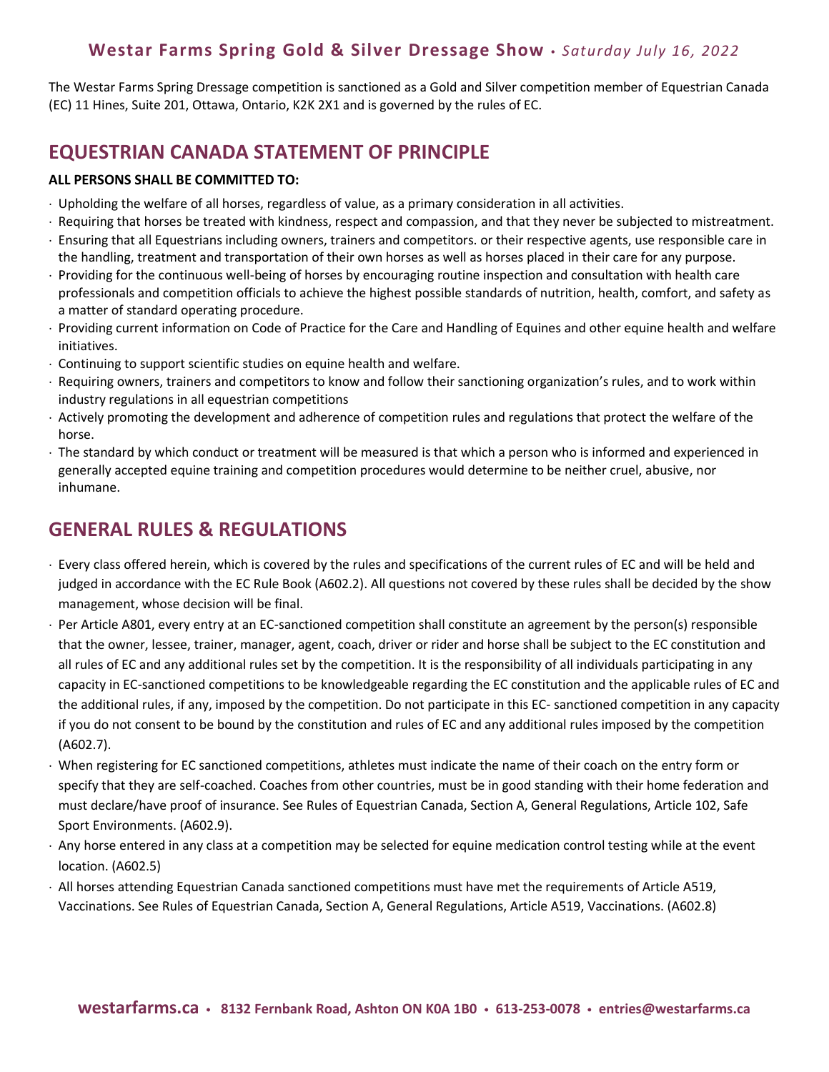The Westar Farms Spring Dressage competition is sanctioned as a Gold and Silver competition member of Equestrian Canada (EC) 11 Hines, Suite 201, Ottawa, Ontario, K2K 2X1 and is governed by the rules of EC.

## EQUESTRIAN CANADA STATEMENT OF PRINCIPLE

**ALL PERSONS SHALL BE COMMITTED TO:**

- Upholding the welfare of all horses, regardless of value, as a primary consideration in all activities.
- Requiring that horses be treated with kindness, respect and compassion, and that they never be subjected to mistreatment.
- Ensuring that all Equestrians including owners, trainers and competitors. or their respective agents, use responsible care in the handling, treatment and transportation of their own horses as well as horses placed in their care for any purpose.
- Providing for the continuous well-being of horses by encouraging routine inspection and consultation with health care professionals and competition officials to achieve the highest possible standards of nutrition, health, comfort, and safety as a matter of standard operating procedure.
- Providing current information on Code of Practice for the Care and Handling of Equines and other equine health and welfare initiatives.
- Continuing to support scientific studies on equine health and welfare.
- Requiring owners, trainers and competitors to know and follow their sanctioning organization's rules, and to work within industry regulations in all equestrian competitions
- Actively promoting the development and adherence of competition rules and regulations that protect the welfare of the horse.
- The standard by which conduct or treatment will be measured is that which a person who is informed and experienced in generally accepted equine training and competition procedures would determine to be neither cruel, abusive, nor inhumane.

## GENERAL RULES & REGULATIONS

- Every class offered herein, which is covered by the rules and specifications of the current rules of EC and will be held and judged in accordance with the EC Rule Book (A602.2). All questions not covered by these rules shall be decided by the show management, whose decision will be final.
- Per Article A801, every entry at an EC-sanctioned competition shall constitute an agreement by the person(s) responsible that the owner, lessee, trainer, manager, agent, coach, driver or rider and horse shall be subject to the EC constitution and all rules of EC and any additional rules set by the competition. It is the responsibility of all individuals participating in any capacity in EC-sanctioned competitions to be knowledgeable regarding the EC constitution and the applicable rules of EC and the additional rules, if any, imposed by the competition. Do not participate in this EC- sanctioned competition in any capacity if you do not consent to be bound by the constitution and rules of EC and any additional rules imposed by the competition (A602.7).
- When registering for EC sanctioned competitions, athletes must indicate the name of their coach on the entry form or specify that they are self-coached. Coaches from other countries, must be in good standing with their home federation and must declare/have proof of insurance. See Rules of Equestrian Canada, Section A, General Regulations, Article 102, Safe Sport Environments. (A602.9).
- Any horse entered in any class at a competition may be selected for equine medication control testing while at the event location. (A602.5)
- All horses attending Equestrian Canada sanctioned competitions must have met the requirements of Article A519, Vaccinations. See Rules of Equestrian Canada, Section A, General Regulations, Article A519, Vaccinations. (A602.8)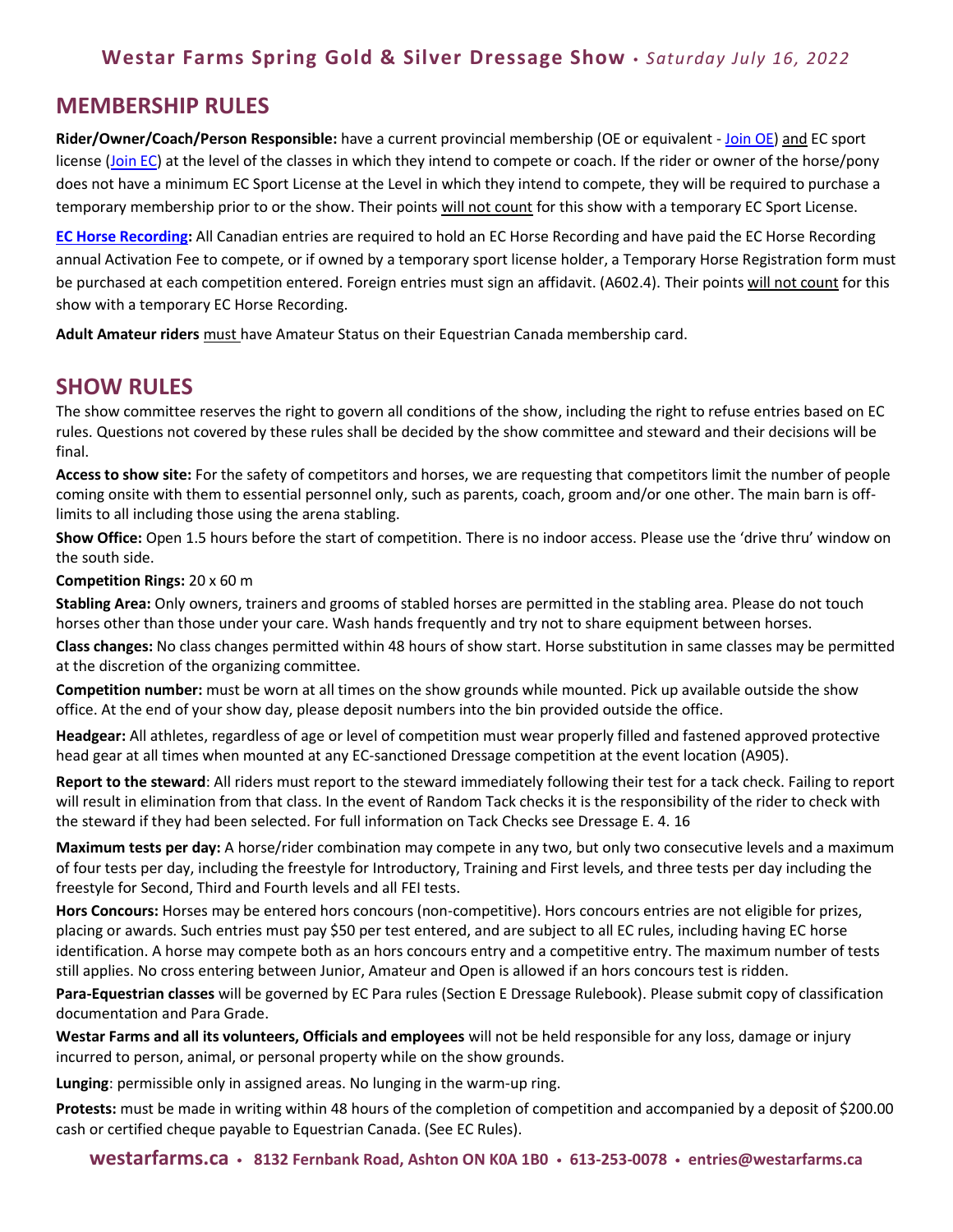## MEMBERSHIP RULES

**Rider/Owner/Coach/Person Responsible:** have a current provincial membership (OE or equivalent - Join OE) and EC sport license (Join EC) at the level of the classes in which they intend to compete or coach. If the rider or owner of the horse/pony does not have a minimum EC Sport License at the Level in which they intend to compete, they will be required to purchase a temporary membership prior to or the show. Their points will not count for this show with a temporary EC Sport License.

**EC Horse Recording:** All Canadian entries are required to hold an EC Horse Recording and have paid the EC Horse Recording annual Activation Fee to compete, or if owned by a temporary sport license holder, a Temporary Horse Registration form must be purchased at each competition entered. Foreign entries must sign an affidavit. (A602.4). Their points will not count for this show with a temporary EC Horse Recording.

**Adult Amateur riders** must have Amateur Status on their Equestrian Canada membership card.

## SHOW RULES

The show committee reserves the right to govern all conditions of the show, including the right to refuse entries based on EC rules. Questions not covered by these rules shall be decided by the show committee and steward and their decisions will be final.

**Access to show site:** For the safety of competitors and horses, we are requesting that competitors limit the number of people coming onsite with them to essential personnel only, such as parents, coach, groom and/or one other. The main barn is off-limits to all including those using the arena stabling.

**Show Office:** Open 1.5 hours before the start of competition. There is no indoor access. Please use the 'drive thru' window on the south side.

**Competition Rings:** 20 x 60 m

**Stabling Area:** Only owners, trainers and grooms of stabled horses are permitted in the stabling area. Please do not touch horses other than those under your care. Wash hands frequently and try not to share equipment between horses.

**Class changes:** No class changes permitted within 48 hours of show start. Horse substitution in same classes may be permitted at the discretion of the organizing committee.

**Competition number:** must be worn at all times on the show grounds while mounted. Pick up available outside the show office. At the end of your show day, please deposit numbers into the bin provided outside the office.

**Headgear:** All athletes, regardless of age or level of competition must wear properly filled and fastened approved protective head gear at all times when mounted at any EC-sanctioned Dressage competition at the event location (A905).

**Report to the steward**: All riders must report to the steward immediately following their test for a tack check. Failing to report will result in elimination from that class. In the event of Random Tack checks it is the responsibility of the rider to check with the steward if they had been selected. For full information on Tack Checks see Dressage E. 4. 16

**Maximum tests per day:** A horse/rider combination may compete in any two, but only two consecutive levels and a maximum of four tests per day, including the freestyle for Introductory, Training and First levels, and three tests per day including the freestyle for Second, Third and Fourth levels and all FEI tests.

**Hors Concours:** Horses may be entered hors concours (non-competitive). Hors concours entries are not eligible for prizes, placing or awards. Such entries must pay $50 per test entered, and are subject to all EC rules, including having EC horse identification. A horse may compete both as an hors concours entry and a competitive entry. The maximum number of tests still applies. No cross entering between Junior, Amateur and Open is allowed if an hors concours test is ridden.

**Para-Equestrian classes** will be governed by EC Para rules (Section E Dressage Rulebook). Please submit copy of classification documentation and Para Grade.

**Westar Farms and all its volunteers, Officials and employees** will not be held responsible for any loss, damage or injury incurred to person, animal, or personal property while on the show grounds.

**Lunging**: permissible only in assigned areas. No lunging in the warm-up ring.

**Protests:** must be made in writing within 48 hours of the completion of competition and accompanied by a deposit of $200.00 cash or certified cheque payable to Equestrian Canada. (See EC Rules).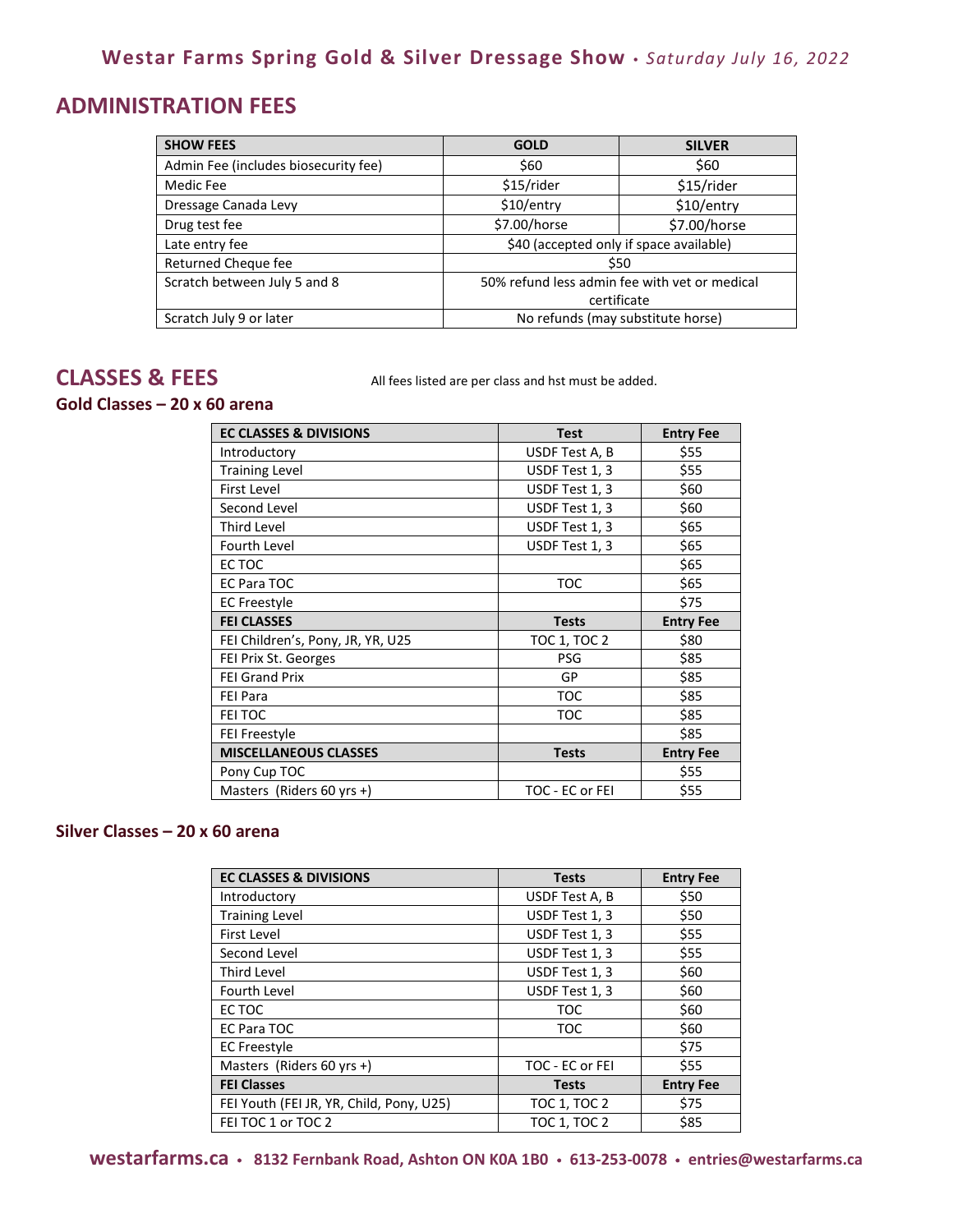**Westar Farms Spring Gold & Silver Dressage Show** • *Saturday July 16, 2022*

## ADMINISTRATION FEES

| SHOW FEES | GOLD | SILVER |
|---|---|---|
| Admin Fee (includes biosecurity fee) | $60 | $60 |
| Medic Fee | $15/rider | $15/rider |
| Dressage Canada Levy | $10/entry | $10/entry |
| Drug test fee | $7.00/horse | $7.00/horse |
| Late entry fee | $40 (accepted only if space available) | |
| Returned Cheque fee | $50 | |
| Scratch between July 5 and 8 | 50% refund less admin fee with vet or medical certificate | |
| Scratch July 9 or later | No refunds (may substitute horse) | |

## CLASSES & FEES

All fees listed are per class and hst must be added.

### Gold Classes – 20 x 60 arena

| EC CLASSES & DIVISIONS | Test | Entry Fee |
|---|---|---|
| Introductory | USDF Test A, B | $55 |
| Training Level | USDF Test 1, 3 | $55 |
| First Level | USDF Test 1, 3 | $60 |
| Second Level | USDF Test 1, 3 | $60 |
| Third Level | USDF Test 1, 3 | $65 |
| Fourth Level | USDF Test 1, 3 | $65 |
| EC TOC | | $65 |
| EC Para TOC | TOC | $65 |
| EC Freestyle | | $75 |
| **FEI CLASSES** | **Tests** | **Entry Fee** |
| FEI Children's, Pony, JR, YR, U25 | TOC 1, TOC 2 | $80 |
| FEI Prix St. Georges | PSG | $85 |
| FEI Grand Prix | GP | $85 |
| FEI Para | TOC | $85 |
| FEI TOC | TOC | $85 |
| FEI Freestyle | | $85 |
| **MISCELLANEOUS CLASSES** | **Tests** | **Entry Fee** |
| Pony Cup TOC | | $55 |
| Masters (Riders 60 yrs +) | TOC - EC or FEI | $55 |

### Silver Classes – 20 x 60 arena

| EC CLASSES & DIVISIONS | Tests | Entry Fee |
|---|---|---|
| Introductory | USDF Test A, B | $50 |
| Training Level | USDF Test 1, 3 | $50 |
| First Level | USDF Test 1, 3 | $55 |
| Second Level | USDF Test 1, 3 | $55 |
| Third Level | USDF Test 1, 3 | $60 |
| Fourth Level | USDF Test 1, 3 | $60 |
| EC TOC | TOC | $60 |
| EC Para TOC | TOC | $60 |
| EC Freestyle | | $75 |
| Masters (Riders 60 yrs +) | TOC - EC or FEI | $55 |
| **FEI Classes** | **Tests** | **Entry Fee** |
| FEI Youth (FEI JR, YR, Child, Pony, U25) | TOC 1, TOC 2 | $75 |
| FEI TOC 1 or TOC 2 | TOC 1, TOC 2 | $85 |

**westarfarms.ca** • **8132 Fernbank Road, Ashton ON K0A 1B0** • **613-253-0078** • **entries@westarfarms.ca**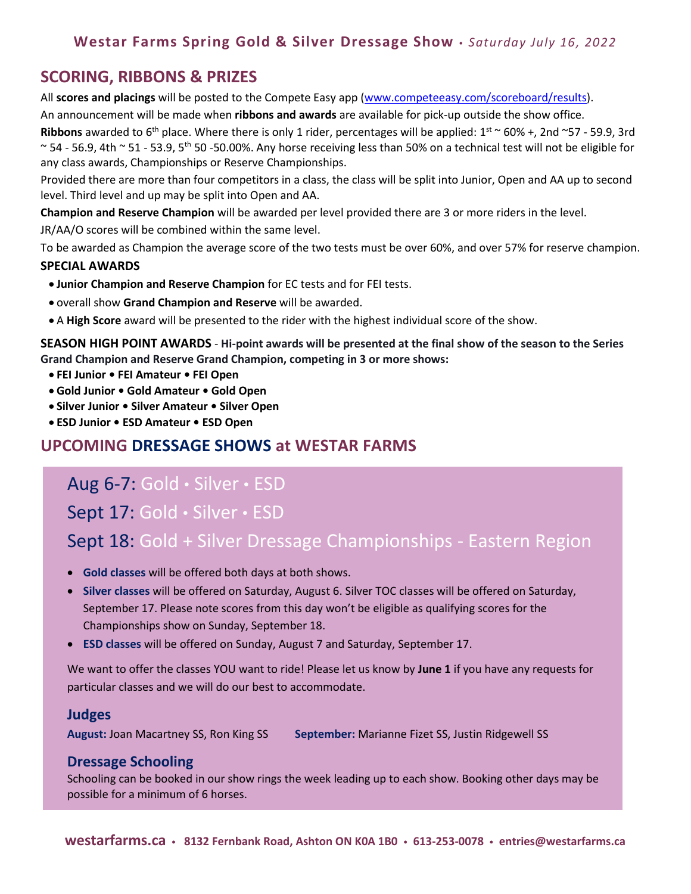## SCORING, RIBBONS & PRIZES

All **scores and placings** will be posted to the Compete Easy app (www.competeeasy.com/scoreboard/results).

An announcement will be made when **ribbons and awards** are available for pick-up outside the show office.

**Ribbons** awarded to 6th place. Where there is only 1 rider, percentages will be applied: 1st ~ 60% +, 2nd ~57 - 59.9, 3rd ~ 54 - 56.9, 4th ~ 51 - 53.9, 5th 50 -50.00%. Any horse receiving less than 50% on a technical test will not be eligible for any class awards, Championships or Reserve Championships.

Provided there are more than four competitors in a class, the class will be split into Junior, Open and AA up to second level. Third level and up may be split into Open and AA.

**Champion and Reserve Champion** will be awarded per level provided there are 3 or more riders in the level.

JR/AA/O scores will be combined within the same level.

To be awarded as Champion the average score of the two tests must be over 60%, and over 57% for reserve champion.

### SPECIAL AWARDS

- **Junior Champion and Reserve Champion** for EC tests and for FEI tests.
- overall show **Grand Champion and Reserve** will be awarded.
- A **High Score** award will be presented to the rider with the highest individual score of the show.

**SEASON HIGH POINT AWARDS** - **Hi-point awards will be presented at the final show of the season to the Series Grand Champion and Reserve Grand Champion, competing in 3 or more shows:**

- **FEI Junior • FEI Amateur • FEI Open**
- **Gold Junior • Gold Amateur • Gold Open**
- **Silver Junior • Silver Amateur • Silver Open**
- **ESD Junior • ESD Amateur • ESD Open**

## UPCOMING DRESSAGE SHOWS at WESTAR FARMS

Aug 6-7: Gold • Silver • ESD

Sept 17: Gold • Silver • ESD

Sept 18: Gold + Silver Dressage Championships - Eastern Region

- **Gold classes** will be offered both days at both shows.
- **Silver classes** will be offered on Saturday, August 6. Silver TOC classes will be offered on Saturday, September 17. Please note scores from this day won't be eligible as qualifying scores for the Championships show on Sunday, September 18.
- **ESD classes** will be offered on Sunday, August 7 and Saturday, September 17.

We want to offer the classes YOU want to ride! Please let us know by **June 1** if you have any requests for particular classes and we will do our best to accommodate.

### Judges

**August:** Joan Macartney SS, Ron King SS **September:** Marianne Fizet SS, Justin Ridgewell SS

### Dressage Schooling

Schooling can be booked in our show rings the week leading up to each show. Booking other days may be possible for a minimum of 6 horses.

**westarfarms.ca** • **8132 Fernbank Road, Ashton ON K0A 1B0** • **613-253-0078** • **entries@westarfarms.ca**